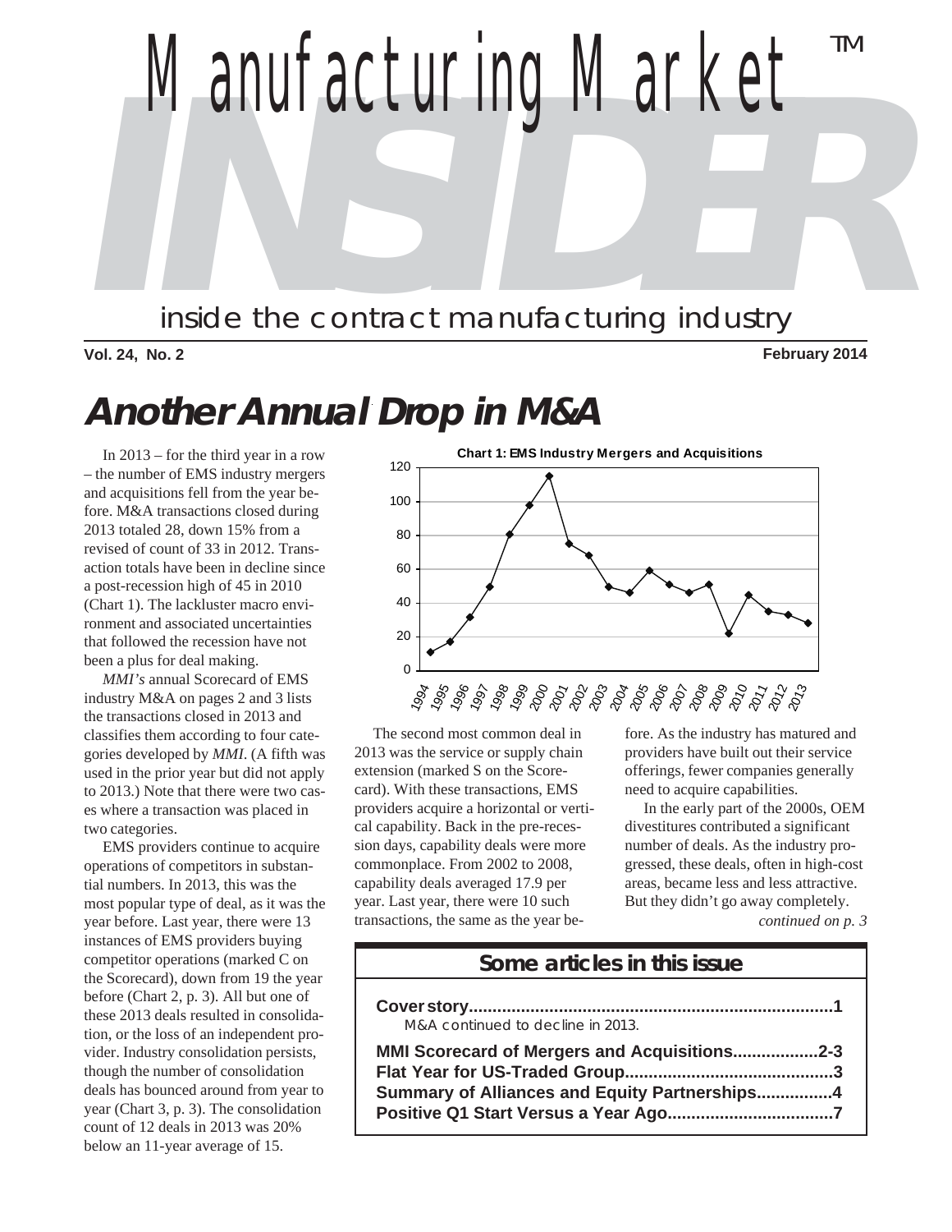# Manufacturing Market INSIDER™

inside the contract manufacturing industry

**Vol. 24, No. 2** **February 2014**

## Another Annual Drop in M&A

In 2013 – for the third year in a row – the number of EMS industry mergers and acquisitions fell from the year before. M&A transactions closed during 2013 totaled 28, down 15% from a revised of count of 33 in 2012. Transaction totals have been in decline since a post-recession high of 45 in 2010 (Chart 1). The lackluster macro environment and associated uncertainties that followed the recession have not been a plus for deal making.

*MMI's* annual Scorecard of EMS industry M&A on pages 2 and 3 lists the transactions closed in 2013 and classifies them according to four categories developed by *MMI*. (A fifth was used in the prior year but did not apply to 2013.) Note that there were two cases where a transaction was placed in two categories.

EMS providers continue to acquire operations of competitors in substantial numbers. In 2013, this was the most popular type of deal, as it was the year before. Last year, there were 13 instances of EMS providers buying competitor operations (marked C on the Scorecard), down from 19 the year before (Chart 2, p. 3). All but one of these 2013 deals resulted in consolidation, or the loss of an independent provider. Industry consolidation persists, though the number of consolidation deals has bounced around from year to year (Chart 3, p. 3). The consolidation count of 12 deals in 2013 was 20% below an 11-year average of 15.

**Chart 1: EMS Industry Mergers and Acquisitions**

The second most common deal in 2013 was the service or supply chain extension (marked S on the Scorecard). With these transactions, EMS providers acquire a horizontal or vertical capability. Back in the pre-recession days, capability deals were more commonplace. From 2002 to 2008, capability deals averaged 17.9 per year. Last year, there were 10 such transactions, the same as the year before. As the industry has matured and providers have built out their service offerings, fewer companies generally need to acquire capabilities.

In the early part of the 2000s, OEM divestitures contributed a significant number of deals. As the industry progressed, these deals, often in high-cost areas, became less and less attractive. But they didn't go away completely.

*continued on p. 3*

### Some articles in this issue

**Cover story............................................................................1**
M&A continued to decline in 2013.

**MMI Scorecard of Mergers and Acquisitions..................2-3**
**Flat Year for US-Traded Group...........................................3**
**Summary of Alliances and Equity Partnerships................4**
**Positive Q1 Start Versus a Year Ago..................................7**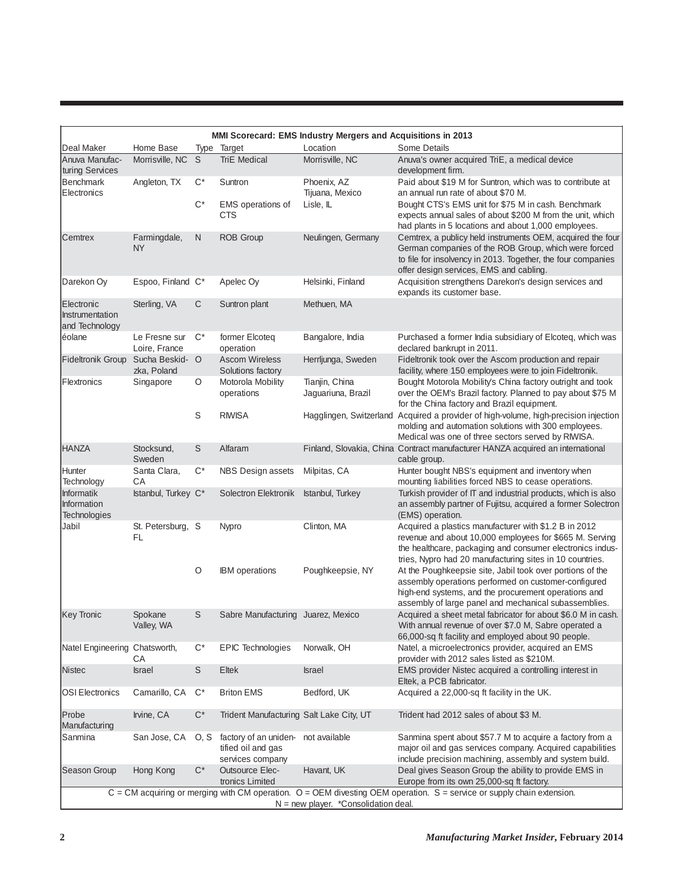**MMI Scorecard: EMS Industry Mergers and Acquisitions in 2013**

| Deal Maker | Home Base | Type | Target | Location | Some Details |
|---|---|---|---|---|---|
| Anuva Manufacturing Services | Morrisville, NC | S | TriE Medical | Morrisville, NC | Anuva's owner acquired TriE, a medical device development firm. |
| Benchmark Electronics | Angleton, TX | C* | Suntron | Phoenix, AZ Tijuana, Mexico | Paid about $19 M for Suntron, which was to contribute at an annual run rate of about $70 M. |
| | | C* | EMS operations of CTS | Lisle, IL | Bought CTS's EMS unit for $75 M in cash. Benchmark expects annual sales of about $200 M from the unit, which had plants in 5 locations and about 1,000 employees. |
| Cemtrex | Farmingdale, NY | N | ROB Group | Neulingen, Germany | Cemtrex, a publicy held instruments OEM, acquired the four German companies of the ROB Group, which were forced to file for insolvency in 2013. Together, the four companies offer design services, EMS and cabling. |
| Darekon Oy | Espoo, Finland | C* | Apelec Oy | Helsinki, Finland | Acquisition strengthens Darekon's design services and expands its customer base. |
| Electronic Instrumentation and Technology | Sterling, VA | C | Suntron plant | Methuen, MA | |
| éolane | Le Fresne sur Loire, France | C* | former Elcoteq operation | Bangalore, India | Purchased a former India subsidiary of Elcoteq, which was declared bankrupt in 2011. |
| Fideltronik Group | Sucha Beskidzka, Poland | O | Ascom Wireless Solutions factory | Herrljunga, Sweden | Fideltronik took over the Ascom production and repair facility, where 150 employees were to join Fideltronik. |
| Flextronics | Singapore | O | Motorola Mobility operations | Tianjin, China Jaguariuna, Brazil | Bought Motorola Mobility's China factory outright and took over the OEM's Brazil factory. Planned to pay about $75 M for the China factory and Brazil equipment. |
| | | S | RIWISA | Hagglingen, Switzerland | Acquired a provider of high-volume, high-precision injection molding and automation solutions with 300 employees. Medical was one of three sectors served by RIWISA. |
| HANZA | Stocksund, Sweden | S | Alfaram | Finland, Slovakia, China | Contract manufacturer HANZA acquired an international cable group. |
| Hunter Technology | Santa Clara, CA | C* | NBS Design assets | Milpitas, CA | Hunter bought NBS's equipment and inventory when mounting liabilities forced NBS to cease operations. |
| Informatik Information Technologies | Istanbul, Turkey | C* | Solectron Elektronik | Istanbul, Turkey | Turkish provider of IT and industrial products, which is also an assembly partner of Fujitsu, acquired a former Solectron (EMS) operation. |
| Jabil | St. Petersburg, FL | S | Nypro | Clinton, MA | Acquired a plastics manufacturer with $1.2 B in 2012 revenue and about 10,000 employees for $665 M. Serving the healthcare, packaging and consumer electronics industries, Nypro had 20 manufacturing sites in 10 countries. |
| | | O | IBM operations | Poughkeepsie, NY | At the Poughkeepsie site, Jabil took over portions of the assembly operations performed on customer-configured high-end systems, and the procurement operations and assembly of large panel and mechanical subassemblies. |
| Key Tronic | Spokane Valley, WA | S | Sabre Manufacturing | Juarez, Mexico | Acquired a sheet metal fabricator for about $6.0 M in cash. With annual revenue of over $7.0 M, Sabre operated a 66,000-sq ft facility and employed about 90 people. |
| Natel Engineering | Chatsworth, CA | C* | EPIC Technologies | Norwalk, OH | Natel, a microelectronics provider, acquired an EMS provider with 2012 sales listed as $210M. |
| Nistec | Israel | S | Eltek | Israel | EMS provider Nistec acquired a controlling interest in Eltek, a PCB fabricator. |
| OSI Electronics | Camarillo, CA | C* | Briton EMS | Bedford, UK | Acquired a 22,000-sq ft facility in the UK. |
| Probe Manufacturing | Irvine, CA | C* | Trident Manufacturing | Salt Lake City, UT | Trident had 2012 sales of about $3 M. |
| Sanmina | San Jose, CA | O, S | factory of an unidentified oil and gas services company | not available | Sanmina spent about $57.7 M to acquire a factory from a major oil and gas services company. Acquired capabilities include precision machining, assembly and system build. |
| Season Group | Hong Kong | C* | Outsource Electronics Limited | Havant, UK | Deal gives Season Group the ability to provide EMS in Europe from its own 25,000-sq ft factory. |

C = CM acquiring or merging with CM operation. O = OEM divesting OEM operation. S = service or supply chain extension. N = new player. *Consolidation deal.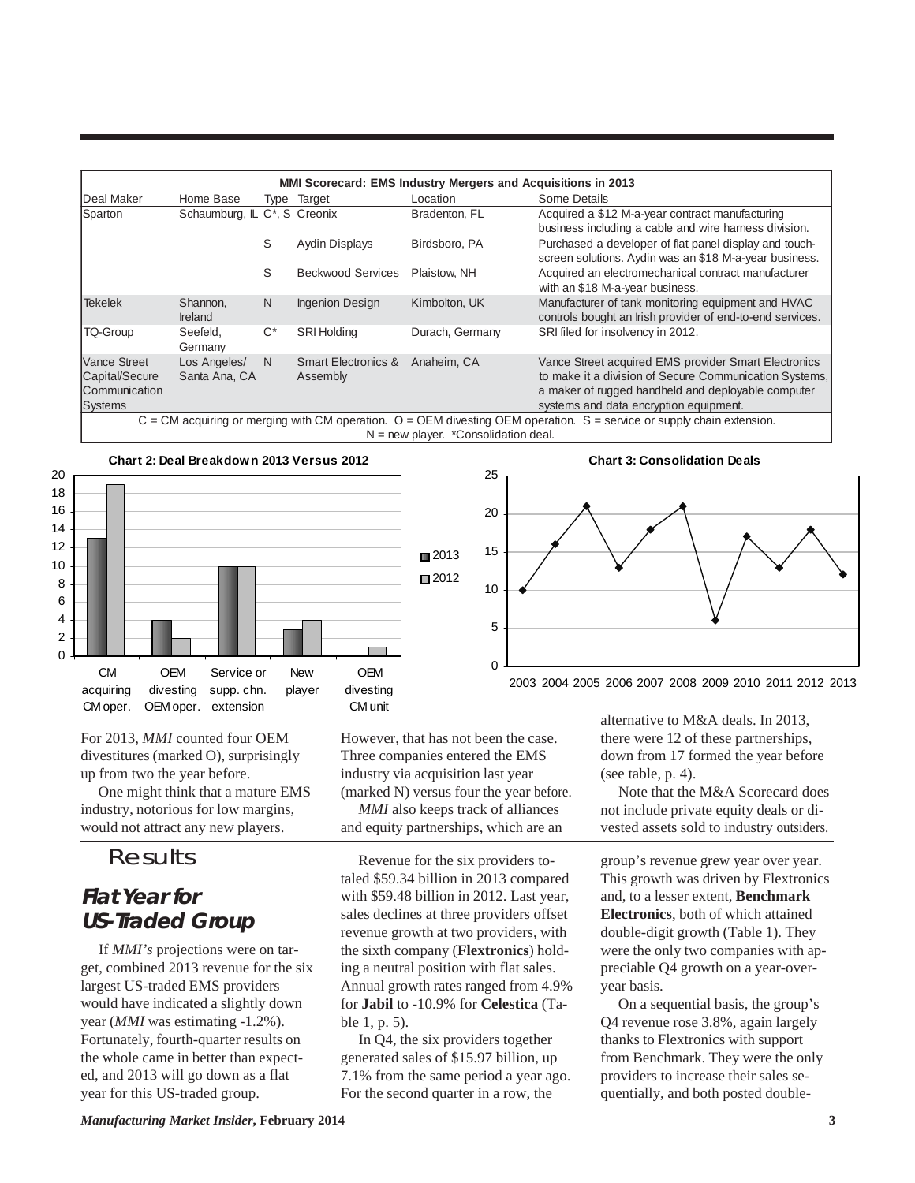| MMI Scorecard: EMS Industry Mergers and Acquisitions in 2013 | | | | | |
|---|---|---|---|---|---|
| Deal Maker | Home Base | Type | Target | Location | Some Details |
| Sparton | Schaumburg, IL | C*, S | Creonix | Bradenton, FL | Acquired a $12 M-a-year contract manufacturing business including a cable and wire harness division. |
| | | S | Aydin Displays | Birdsboro, PA | Purchased a developer of flat panel display and touch-screen solutions. Aydin was an $18 M-a-year business. |
| | | S | Beckwood Services | Plaistow, NH | Acquired an electromechanical contract manufacturer with an $18 M-a-year business. |
| Tekelek | Shannon, Ireland | N | Ingenion Design | Kimbolton, UK | Manufacturer of tank monitoring equipment and HVAC controls bought an Irish provider of end-to-end services. |
| TQ-Group | Seefeld, Germany | C* | SRI Holding | Durach, Germany | SRI filed for insolvency in 2012. |
| Vance Street Capital/Secure Communication Systems | Los Angeles/ Santa Ana, CA | N | Smart Electronics & Assembly | Anaheim, CA | Vance Street acquired EMS provider Smart Electronics to make it a division of Secure Communication Systems, a maker of rugged handheld and deployable computer systems and data encryption equipment. |

C = CM acquiring or merging with CM operation. O = OEM divesting OEM operation. S = service or supply chain extension. N = new player. *Consolidation deal.

**Chart 2: Deal Breakdown 2013 Versus 2012**

| | CM acquiring CM oper. | OEM divesting OEM oper. | Service or supp. chn. extension | New player | OEM divesting CM unit |
|---|---|---|---|---|---|
| 2013 | 13 | 4 | 10 | 3 | 0 |
| 2012 | 19 | 2 | 10 | 4 | 1 |

**Chart 3: Consolidation Deals**

| 2003 | 2004 | 2005 | 2006 | 2007 | 2008 | 2009 | 2010 | 2011 | 2012 | 2013 |
|---|---|---|---|---|---|---|---|---|---|---|
| 10 | 16 | 21 | 13 | 18 | 21 | 6 | 17 | 13 | 18 | 12 |

For 2013, *MMI* counted four OEM divestitures (marked O), surprisingly up from two the year before.

One might think that a mature EMS industry, notorious for low margins, would not attract any new players. However, that has not been the case. Three companies entered the EMS industry via acquisition last year (marked N) versus four the year before.

*MMI* also keeps track of alliances and equity partnerships, which are an alternative to M&A deals. In 2013, there were 12 of these partnerships, down from 17 formed the year before (see table, p. 4).

Note that the M&A Scorecard does not include private equity deals or divested assets sold to industry outsiders.

## Results

### Flat Year for US-Traded Group

If *MMI's* projections were on target, combined 2013 revenue for the six largest US-traded EMS providers would have indicated a slightly down year (*MMI* was estimating -1.2%). Fortunately, fourth-quarter results on the whole came in better than expected, and 2013 will go down as a flat year for this US-traded group.

Revenue for the six providers totaled $59.34 billion in 2013 compared with $59.48 billion in 2012. Last year, sales declines at three providers offset revenue growth at two providers, with the sixth company (**Flextronics**) holding a neutral position with flat sales. Annual growth rates ranged from 4.9% for **Jabil** to -10.9% for **Celestica** (Table 1, p. 5).

In Q4, the six providers together generated sales of $15.97 billion, up 7.1% from the same period a year ago. For the second quarter in a row, the group's revenue grew year over year. This growth was driven by Flextronics and, to a lesser extent, **Benchmark Electronics**, both of which attained double-digit growth (Table 1). They were the only two companies with appreciable Q4 growth on a year-over-year basis.

On a sequential basis, the group's Q4 revenue rose 3.8%, again largely thanks to Flextronics with support from Benchmark. They were the only providers to increase their sales sequentially, and both posted double-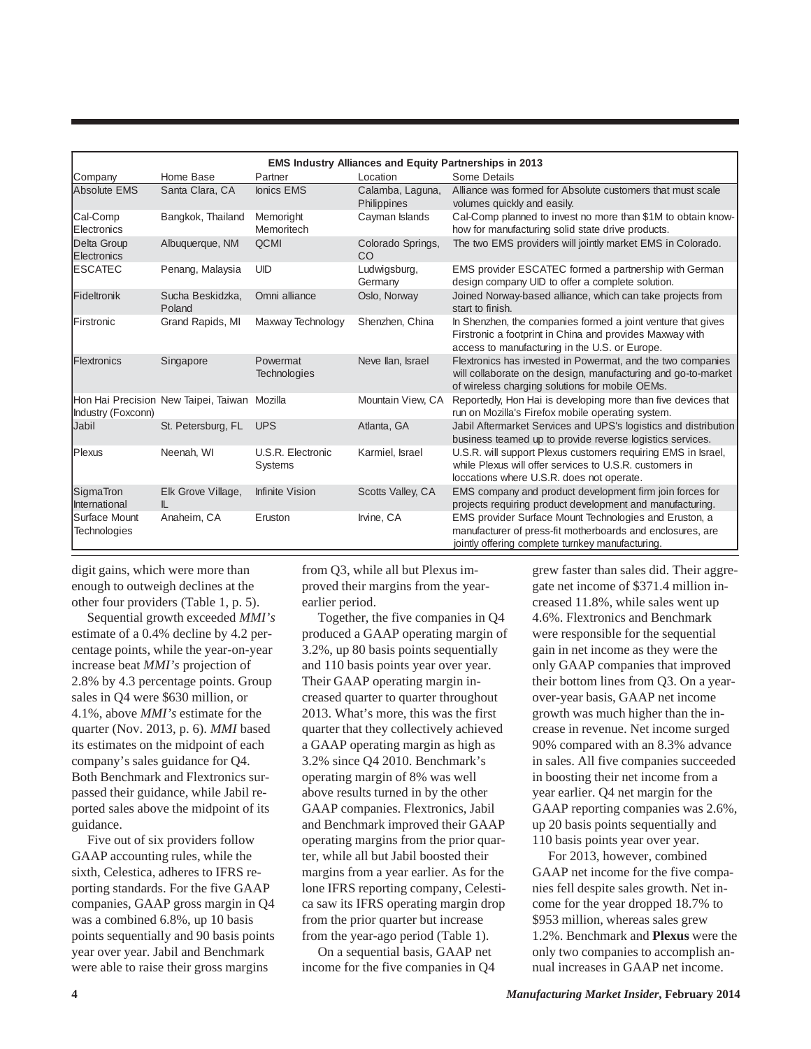| EMS Industry Alliances and Equity Partnerships in 2013 | | | | |
|---|---|---|---|---|
| Company | Home Base | Partner | Location | Some Details |
| Absolute EMS | Santa Clara, CA | Ionics EMS | Calamba, Laguna, Philippines | Alliance was formed for Absolute customers that must scale volumes quickly and easily. |
| Cal-Comp Electronics | Bangkok, Thailand | Memoright Memoritech | Cayman Islands | Cal-Comp planned to invest no more than $1M to obtain know-how for manufacturing solid state drive products. |
| Delta Group Electronics | Albuquerque, NM | QCMI | Colorado Springs, CO | The two EMS providers will jointly market EMS in Colorado. |
| ESCATEC | Penang, Malaysia | UID | Ludwigsburg, Germany | EMS provider ESCATEC formed a partnership with German design company UID to offer a complete solution. |
| Fideltronik | Sucha Beskidzka, Poland | Omni alliance | Oslo, Norway | Joined Norway-based alliance, which can take projects from start to finish. |
| Firstronic | Grand Rapids, MI | Maxway Technology | Shenzhen, China | In Shenzhen, the companies formed a joint venture that gives Firstronic a footprint in China and provides Maxway with access to manufacturing in the U.S. or Europe. |
| Flextronics | Singapore | Powermat Technologies | Neve Ilan, Israel | Flextronics has invested in Powermat, and the two companies will collaborate on the design, manufacturing and go-to-market of wireless charging solutions for mobile OEMs. |
| Hon Hai Precision Industry (Foxconn) | New Taipei, Taiwan | Mozilla | Mountain View, CA | Reportedly, Hon Hai is developing more than five devices that run on Mozilla's Firefox mobile operating system. |
| Jabil | St. Petersburg, FL | UPS | Atlanta, GA | Jabil Aftermarket Services and UPS's logistics and distribution business teamed up to provide reverse logistics services. |
| Plexus | Neenah, WI | U.S.R. Electronic Systems | Karmiel, Israel | U.S.R. will support Plexus customers requiring EMS in Israel, while Plexus will offer services to U.S.R. customers in loccations where U.S.R. does not operate. |
| SigmaTron International | Elk Grove Village, IL | Infinite Vision | Scotts Valley, CA | EMS company and product development firm join forces for projects requiring product development and manufacturing. |
| Surface Mount Technologies | Anaheim, CA | Eruston | Irvine, CA | EMS provider Surface Mount Technologies and Eruston, a manufacturer of press-fit motherboards and enclosures, are jointly offering complete turnkey manufacturing. |

digit gains, which were more than enough to outweigh declines at the other four providers (Table 1, p. 5).

Sequential growth exceeded *MMI's* estimate of a 0.4% decline by 4.2 percentage points, while the year-on-year increase beat *MMI's* projection of 2.8% by 4.3 percentage points. Group sales in Q4 were $630 million, or 4.1%, above *MMI's* estimate for the quarter (Nov. 2013, p. 6). *MMI* based its estimates on the midpoint of each company's sales guidance for Q4. Both Benchmark and Flextronics surpassed their guidance, while Jabil reported sales above the midpoint of its guidance.

Five out of six providers follow GAAP accounting rules, while the sixth, Celestica, adheres to IFRS reporting standards. For the five GAAP companies, GAAP gross margin in Q4 was a combined 6.8%, up 10 basis points sequentially and 90 basis points year over year. Jabil and Benchmark were able to raise their gross margins from Q3, while all but Plexus improved their margins from the year-earlier period.

Together, the five companies in Q4 produced a GAAP operating margin of 3.2%, up 80 basis points sequentially and 110 basis points year over year. Their GAAP operating margin increased quarter to quarter throughout 2013. What's more, this was the first quarter that they collectively achieved a GAAP operating margin as high as 3.2% since Q4 2010. Benchmark's operating margin of 8% was well above results turned in by the other GAAP companies. Flextronics, Jabil and Benchmark improved their GAAP operating margins from the prior quarter, while all but Jabil boosted their margins from a year earlier. As for the lone IFRS reporting company, Celestica saw its IFRS operating margin drop from the prior quarter but increase from the year-ago period (Table 1).

On a sequential basis, GAAP net income for the five companies in Q4 grew faster than sales did. Their aggregate net income of $371.4 million increased 11.8%, while sales went up 4.6%. Flextronics and Benchmark were responsible for the sequential gain in net income as they were the only GAAP companies that improved their bottom lines from Q3. On a year-over-year basis, GAAP net income growth was much higher than the increase in revenue. Net income surged 90% compared with an 8.3% advance in sales. All five companies succeeded in boosting their net income from a year earlier. Q4 net margin for the GAAP reporting companies was 2.6%, up 20 basis points sequentially and 110 basis points year over year.

For 2013, however, combined GAAP net income for the five companies fell despite sales growth. Net income for the year dropped 18.7% to $953 million, whereas sales grew 1.2%. Benchmark and **Plexus** were the only two companies to accomplish annual increases in GAAP net income.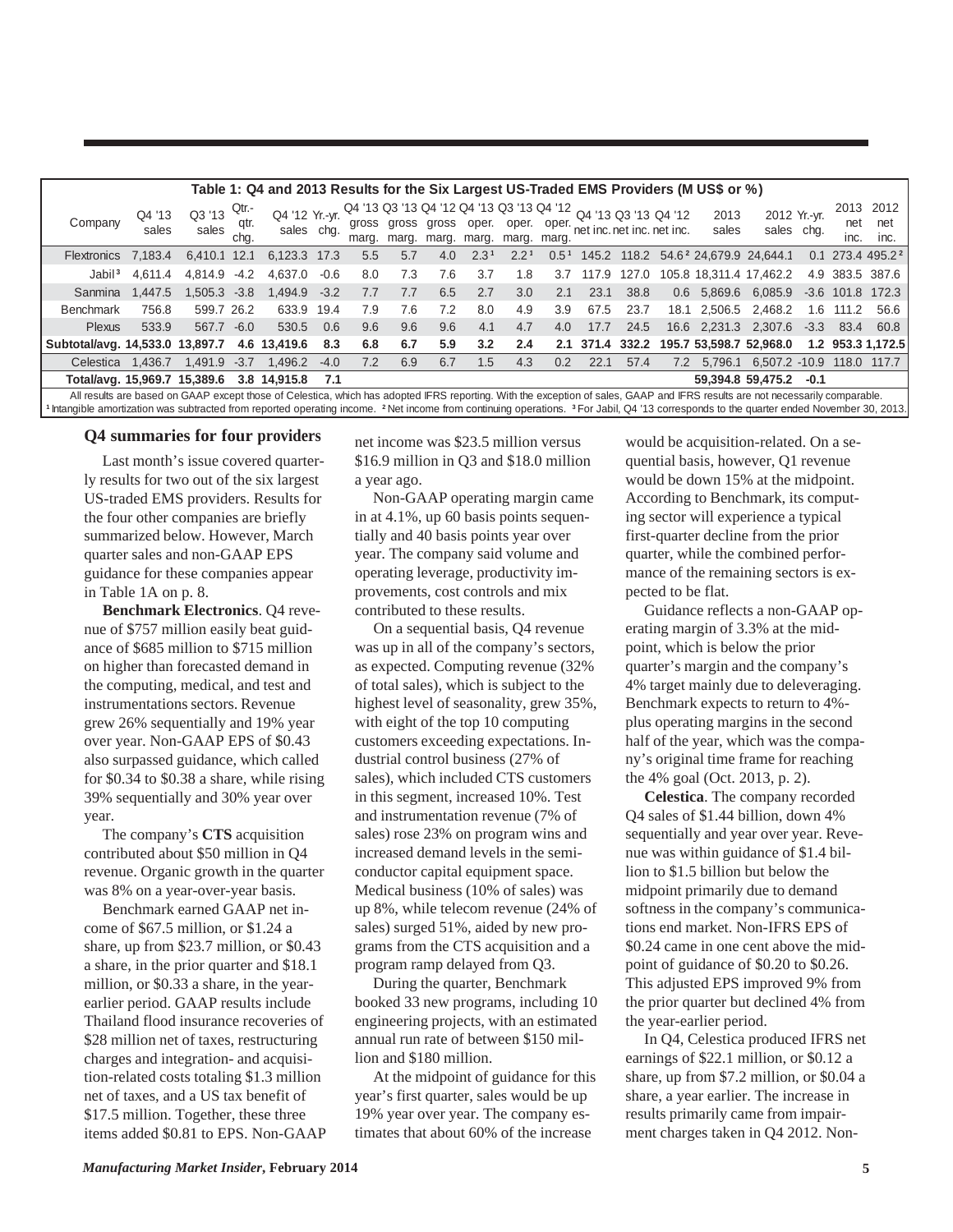**Table 1: Q4 and 2013 Results for the Six Largest US-Traded EMS Providers (M US$ or %)**

| Company | Q4 '13 sales | Q3 '13 sales | Qtr.-qtr. chg. | Q4 '12 sales | Yr.-yr. chg. | Q4 '13 gross marg. | Q3 '13 gross marg. | Q4 '12 gross marg. | Q4 '13 oper. marg. | Q3 '13 oper. marg. | Q4 '12 oper. marg. | Q4 '13 net inc. | Q3 '13 net inc. | Q4 '12 net inc. | 2013 sales | 2012 sales | Yr.-yr. chg. | 2013 net inc. | 2012 net inc. |
|---|---|---|---|---|---|---|---|---|---|---|---|---|---|---|---|---|---|---|---|
| Flextronics | 7,183.4 | 6,410.1 | 12.1 | 6,123.3 | 17.3 | 5.5 | 5.7 | 4.0 | 2.3[1] | 2.2[1] | 0.5[1] | 145.2 | 118.2 | 54.6[2] | 24,679.9 | 24,644.1 | 0.1 | 273.4 | 495.2[2] |
| Jabil[3] | 4,611.4 | 4,814.9 | -4.2 | 4,637.0 | -0.6 | 8.0 | 7.3 | 7.6 | 3.7 | 1.8 | 3.7 | 117.9 | 127.0 | 105.8 | 18,311.4 | 17,462.2 | 4.9 | 383.5 | 387.6 |
| Sanmina | 1,447.5 | 1,505.3 | -3.8 | 1,494.9 | -3.2 | 7.7 | 7.7 | 6.5 | 2.7 | 3.0 | 2.1 | 23.1 | 38.8 | 0.6 | 5,869.6 | 6,085.9 | -3.6 | 101.8 | 172.3 |
| Benchmark | 756.8 | 599.7 | 26.2 | 633.9 | 19.4 | 7.9 | 7.6 | 7.2 | 8.0 | 4.9 | 3.9 | 67.5 | 23.7 | 18.1 | 2,506.5 | 2,468.2 | 1.6 | 111.2 | 56.6 |
| Plexus | 533.9 | 567.7 | -6.0 | 530.5 | 0.6 | 9.6 | 9.6 | 9.6 | 4.1 | 4.7 | 4.0 | 17.7 | 24.5 | 16.6 | 2,231.3 | 2,307.6 | -3.3 | 83.4 | 60.8 |
| **Subtotal/avg.** | **14,533.0** | **13,897.7** | **4.6** | **13,419.6** | **8.3** | **6.8** | **6.7** | **5.9** | **3.2** | **2.4** | **2.1** | **371.4** | **332.2** | **195.7** | **53,598.7** | **52,968.0** | **1.2** | **953.3** | **1,172.5** |
| Celestica | 1,436.7 | 1,491.9 | -3.7 | 1,496.2 | -4.0 | 7.2 | 6.9 | 6.7 | 1.5 | 4.3 | 0.2 | 22.1 | 57.4 | 7.2 | 5,796.1 | 6,507.2 | -10.9 | 118.0 | 117.7 |
| **Total/avg.** | **15,969.7** | **15,389.6** | **3.8** | **14,915.8** | **7.1** | | | | | | | | | | **59,394.8** | **59,475.2** | **-0.1** | | |

All results are based on GAAP except those of Celestica, which has adopted IFRS reporting. With the exception of sales, GAAP and IFRS results are not necessarily comparable.
[1] Intangible amortization was subtracted from reported operating income. [2] Net income from continuing operations. [3] For Jabil, Q4 '13 corresponds to the quarter ended November 30, 2013.

## Q4 summaries for four providers

Last month's issue covered quarterly results for two out of the six largest US-traded EMS providers. Results for the four other companies are briefly summarized below. However, March quarter sales and non-GAAP EPS guidance for these companies appear in Table 1A on p. 8.

**Benchmark Electronics**. Q4 revenue of $757 million easily beat guidance of $685 million to $715 million on higher than forecasted demand in the computing, medical, and test and instrumentations sectors. Revenue grew 26% sequentially and 19% year over year. Non-GAAP EPS of $0.43 also surpassed guidance, which called for $0.34 to $0.38 a share, while rising 39% sequentially and 30% year over year.

The company's **CTS** acquisition contributed about $50 million in Q4 revenue. Organic growth in the quarter was 8% on a year-over-year basis.

Benchmark earned GAAP net income of $67.5 million, or $1.24 a share, up from $23.7 million, or $0.43 a share, in the prior quarter and $18.1 million, or $0.33 a share, in the year-earlier period. GAAP results include Thailand flood insurance recoveries of $28 million net of taxes, restructuring charges and integration- and acquisition-related costs totaling $1.3 million net of taxes, and a US tax benefit of $17.5 million. Together, these three items added $0.81 to EPS. Non-GAAP net income was $23.5 million versus $16.9 million in Q3 and $18.0 million a year ago.

Non-GAAP operating margin came in at 4.1%, up 60 basis points sequentially and 40 basis points year over year. The company said volume and operating leverage, productivity improvements, cost controls and mix contributed to these results.

On a sequential basis, Q4 revenue was up in all of the company's sectors, as expected. Computing revenue (32% of total sales), which is subject to the highest level of seasonality, grew 35%, with eight of the top 10 computing customers exceeding expectations. Industrial control business (27% of sales), which included CTS customers in this segment, increased 10%. Test and instrumentation revenue (7% of sales) rose 23% on program wins and increased demand levels in the semiconductor capital equipment space. Medical business (10% of sales) was up 8%, while telecom revenue (24% of sales) surged 51%, aided by new programs from the CTS acquisition and a program ramp delayed from Q3.

During the quarter, Benchmark booked 33 new programs, including 10 engineering projects, with an estimated annual run rate of between $150 million and $180 million.

At the midpoint of guidance for this year's first quarter, sales would be up 19% year over year. The company estimates that about 60% of the increase would be acquisition-related. On a sequential basis, however, Q1 revenue would be down 15% at the midpoint. According to Benchmark, its computing sector will experience a typical first-quarter decline from the prior quarter, while the combined performance of the remaining sectors is expected to be flat.

Guidance reflects a non-GAAP operating margin of 3.3% at the midpoint, which is below the prior quarter's margin and the company's 4% target mainly due to deleveraging. Benchmark expects to return to 4%-plus operating margins in the second half of the year, which was the company's original time frame for reaching the 4% goal (Oct. 2013, p. 2).

**Celestica**. The company recorded Q4 sales of $1.44 billion, down 4% sequentially and year over year. Revenue was within guidance of $1.4 billion to $1.5 billion but below the midpoint primarily due to demand softness in the company's communications end market. Non-IFRS EPS of $0.24 came in one cent above the midpoint of guidance of $0.20 to $0.26. This adjusted EPS improved 9% from the prior quarter but declined 4% from the year-earlier period.

In Q4, Celestica produced IFRS net earnings of $22.1 million, or $0.12 a share, up from $7.2 million, or $0.04 a share, a year earlier. The increase in results primarily came from impairment charges taken in Q4 2012. Non-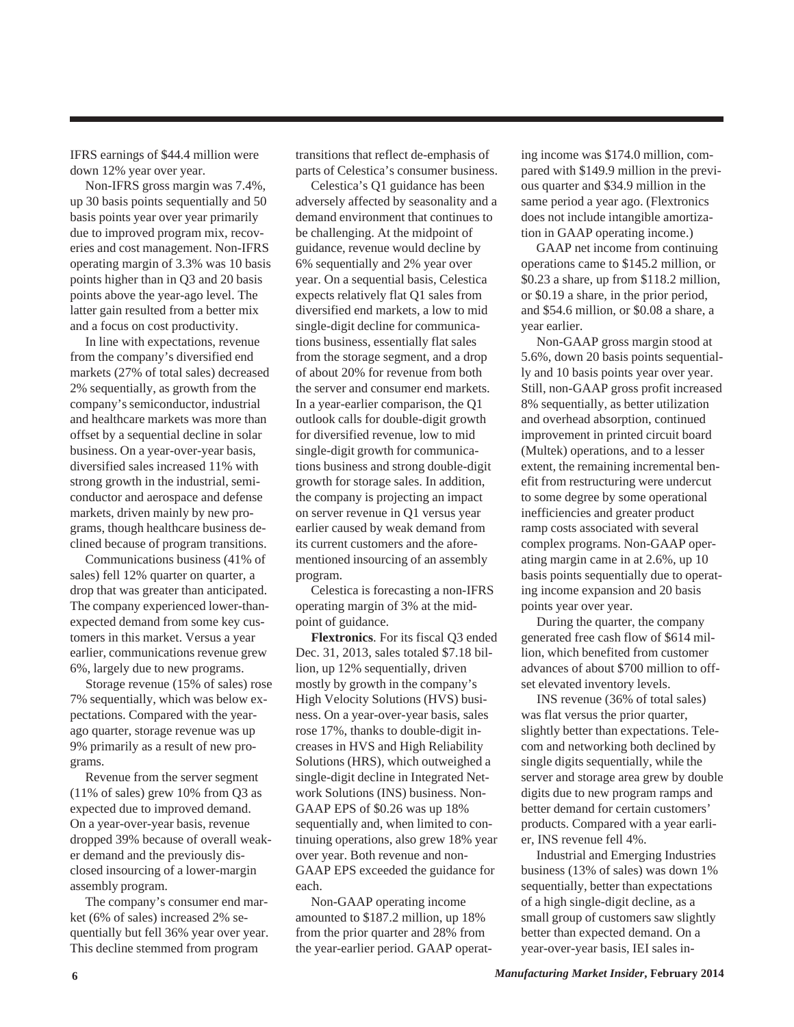IFRS earnings of $44.4 million were down 12% year over year.

Non-IFRS gross margin was 7.4%, up 30 basis points sequentially and 50 basis points year over year primarily due to improved program mix, recoveries and cost management. Non-IFRS operating margin of 3.3% was 10 basis points higher than in Q3 and 20 basis points above the year-ago level. The latter gain resulted from a better mix and a focus on cost productivity.

In line with expectations, revenue from the company's diversified end markets (27% of total sales) decreased 2% sequentially, as growth from the company's semiconductor, industrial and healthcare markets was more than offset by a sequential decline in solar business. On a year-over-year basis, diversified sales increased 11% with strong growth in the industrial, semiconductor and aerospace and defense markets, driven mainly by new programs, though healthcare business declined because of program transitions.

Communications business (41% of sales) fell 12% quarter on quarter, a drop that was greater than anticipated. The company experienced lower-than-expected demand from some key customers in this market. Versus a year earlier, communications revenue grew 6%, largely due to new programs.

Storage revenue (15% of sales) rose 7% sequentially, which was below expectations. Compared with the year-ago quarter, storage revenue was up 9% primarily as a result of new programs.

Revenue from the server segment (11% of sales) grew 10% from Q3 as expected due to improved demand. On a year-over-year basis, revenue dropped 39% because of overall weaker demand and the previously disclosed insourcing of a lower-margin assembly program.

The company's consumer end market (6% of sales) increased 2% sequentially but fell 36% year over year. This decline stemmed from program transitions that reflect de-emphasis of parts of Celestica's consumer business.

Celestica's Q1 guidance has been adversely affected by seasonality and a demand environment that continues to be challenging. At the midpoint of guidance, revenue would decline by 6% sequentially and 2% year over year. On a sequential basis, Celestica expects relatively flat Q1 sales from diversified end markets, a low to mid single-digit decline for communications business, essentially flat sales from the storage segment, and a drop of about 20% for revenue from both the server and consumer end markets. In a year-earlier comparison, the Q1 outlook calls for double-digit growth for diversified revenue, low to mid single-digit growth for communications business and strong double-digit growth for storage sales. In addition, the company is projecting an impact on server revenue in Q1 versus year earlier caused by weak demand from its current customers and the aforementioned insourcing of an assembly program.

Celestica is forecasting a non-IFRS operating margin of 3% at the midpoint of guidance.

**Flextronics**. For its fiscal Q3 ended Dec. 31, 2013, sales totaled $7.18 billion, up 12% sequentially, driven mostly by growth in the company's High Velocity Solutions (HVS) business. On a year-over-year basis, sales rose 17%, thanks to double-digit increases in HVS and High Reliability Solutions (HRS), which outweighed a single-digit decline in Integrated Network Solutions (INS) business. Non-GAAP EPS of $0.26 was up 18% sequentially and, when limited to continuing operations, also grew 18% year over year. Both revenue and non-GAAP EPS exceeded the guidance for each.

Non-GAAP operating income amounted to $187.2 million, up 18% from the prior quarter and 28% from the year-earlier period. GAAP operating income was $174.0 million, compared with $149.9 million in the previous quarter and $34.9 million in the same period a year ago. (Flextronics does not include intangible amortization in GAAP operating income.)

GAAP net income from continuing operations came to $145.2 million, or $0.23 a share, up from $118.2 million, or $0.19 a share, in the prior period, and $54.6 million, or $0.08 a share, a year earlier.

Non-GAAP gross margin stood at 5.6%, down 20 basis points sequentially and 10 basis points year over year. Still, non-GAAP gross profit increased 8% sequentially, as better utilization and overhead absorption, continued improvement in printed circuit board (Multek) operations, and to a lesser extent, the remaining incremental benefit from restructuring were undercut to some degree by some operational inefficiencies and greater product ramp costs associated with several complex programs. Non-GAAP operating margin came in at 2.6%, up 10 basis points sequentially due to operating income expansion and 20 basis points year over year.

During the quarter, the company generated free cash flow of $614 million, which benefited from customer advances of about $700 million to offset elevated inventory levels.

INS revenue (36% of total sales) was flat versus the prior quarter, slightly better than expectations. Telecom and networking both declined by single digits sequentially, while the server and storage area grew by double digits due to new program ramps and better demand for certain customers' products. Compared with a year earlier, INS revenue fell 4%.

Industrial and Emerging Industries business (13% of sales) was down 1% sequentially, better than expectations of a high single-digit decline, as a small group of customers saw slightly better than expected demand. On a year-over-year basis, IEI sales in-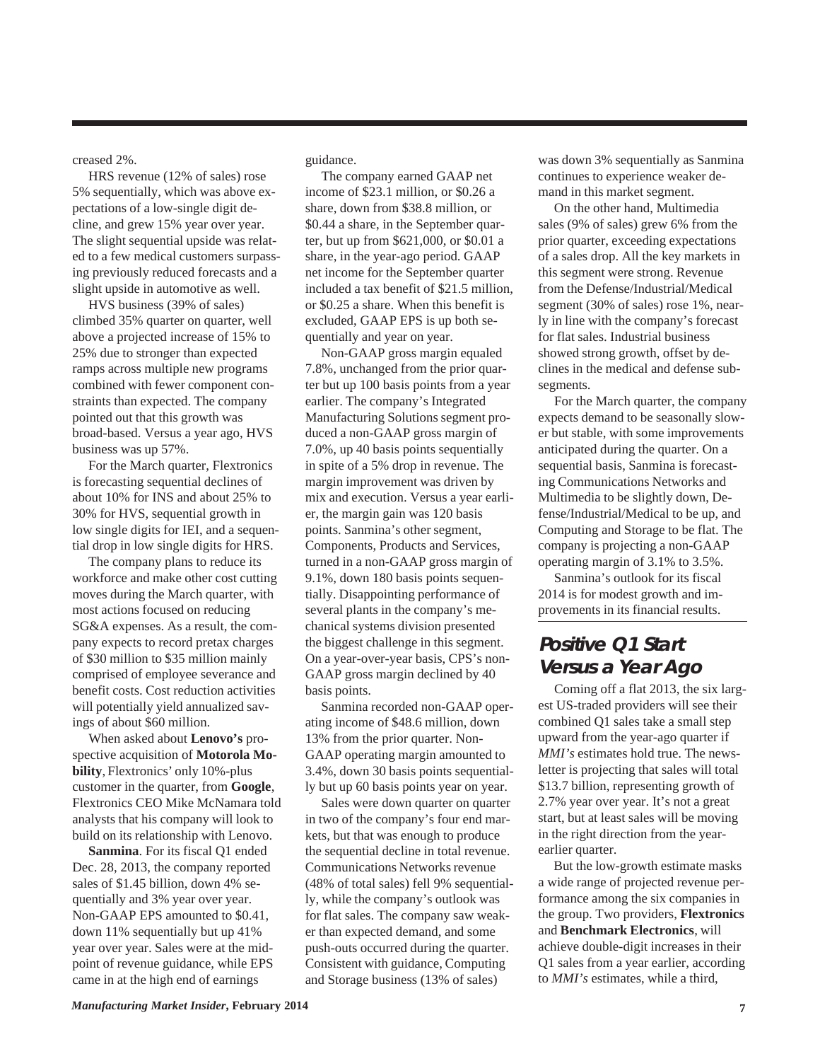creased 2%.

HRS revenue (12% of sales) rose 5% sequentially, which was above expectations of a low-single digit decline, and grew 15% year over year. The slight sequential upside was related to a few medical customers surpassing previously reduced forecasts and a slight upside in automotive as well.

HVS business (39% of sales) climbed 35% quarter on quarter, well above a projected increase of 15% to 25% due to stronger than expected ramps across multiple new programs combined with fewer component constraints than expected. The company pointed out that this growth was broad-based. Versus a year ago, HVS business was up 57%.

For the March quarter, Flextronics is forecasting sequential declines of about 10% for INS and about 25% to 30% for HVS, sequential growth in low single digits for IEI, and a sequential drop in low single digits for HRS.

The company plans to reduce its workforce and make other cost cutting moves during the March quarter, with most actions focused on reducing SG&A expenses. As a result, the company expects to record pretax charges of $30 million to $35 million mainly comprised of employee severance and benefit costs. Cost reduction activities will potentially yield annualized savings of about $60 million.

When asked about **Lenovo's** prospective acquisition of **Motorola Mobility**, Flextronics' only 10%-plus customer in the quarter, from **Google**, Flextronics CEO Mike McNamara told analysts that his company will look to build on its relationship with Lenovo.

**Sanmina**. For its fiscal Q1 ended Dec. 28, 2013, the company reported sales of $1.45 billion, down 4% sequentially and 3% year over year. Non-GAAP EPS amounted to $0.41, down 11% sequentially but up 41% year over year. Sales were at the midpoint of revenue guidance, while EPS came in at the high end of earnings guidance.

The company earned GAAP net income of $23.1 million, or $0.26 a share, down from $38.8 million, or $0.44 a share, in the September quarter, but up from $621,000, or $0.01 a share, in the year-ago period. GAAP net income for the September quarter included a tax benefit of $21.5 million, or $0.25 a share. When this benefit is excluded, GAAP EPS is up both sequentially and year on year.

Non-GAAP gross margin equaled 7.8%, unchanged from the prior quarter but up 100 basis points from a year earlier. The company's Integrated Manufacturing Solutions segment produced a non-GAAP gross margin of 7.0%, up 40 basis points sequentially in spite of a 5% drop in revenue. The margin improvement was driven by mix and execution. Versus a year earlier, the margin gain was 120 basis points. Sanmina's other segment, Components, Products and Services, turned in a non-GAAP gross margin of 9.1%, down 180 basis points sequentially. Disappointing performance of several plants in the company's mechanical systems division presented the biggest challenge in this segment. On a year-over-year basis, CPS's non-GAAP gross margin declined by 40 basis points.

Sanmina recorded non-GAAP operating income of $48.6 million, down 13% from the prior quarter. Non-GAAP operating margin amounted to 3.4%, down 30 basis points sequentially but up 60 basis points year on year.

Sales were down quarter on quarter in two of the company's four end markets, but that was enough to produce the sequential decline in total revenue. Communications Networks revenue (48% of total sales) fell 9% sequentially, while the company's outlook was for flat sales. The company saw weaker than expected demand, and some push-outs occurred during the quarter. Consistent with guidance, Computing and Storage business (13% of sales) was down 3% sequentially as Sanmina continues to experience weaker demand in this market segment.

On the other hand, Multimedia sales (9% of sales) grew 6% from the prior quarter, exceeding expectations of a sales drop. All the key markets in this segment were strong. Revenue from the Defense/Industrial/Medical segment (30% of sales) rose 1%, nearly in line with the company's forecast for flat sales. Industrial business showed strong growth, offset by declines in the medical and defense subsegments.

For the March quarter, the company expects demand to be seasonally slower but stable, with some improvements anticipated during the quarter. On a sequential basis, Sanmina is forecasting Communications Networks and Multimedia to be slightly down, Defense/Industrial/Medical to be up, and Computing and Storage to be flat. The company is projecting a non-GAAP operating margin of 3.1% to 3.5%.

Sanmina's outlook for its fiscal 2014 is for modest growth and improvements in its financial results.

## Positive Q1 Start Versus a Year Ago

Coming off a flat 2013, the six largest US-traded providers will see their combined Q1 sales take a small step upward from the year-ago quarter if *MMI's* estimates hold true. The newsletter is projecting that sales will total $13.7 billion, representing growth of 2.7% year over year. It's not a great start, but at least sales will be moving in the right direction from the year-earlier quarter.

But the low-growth estimate masks a wide range of projected revenue performance among the six companies in the group. Two providers, **Flextronics** and **Benchmark Electronics**, will achieve double-digit increases in their Q1 sales from a year earlier, according to *MMI's* estimates, while a third,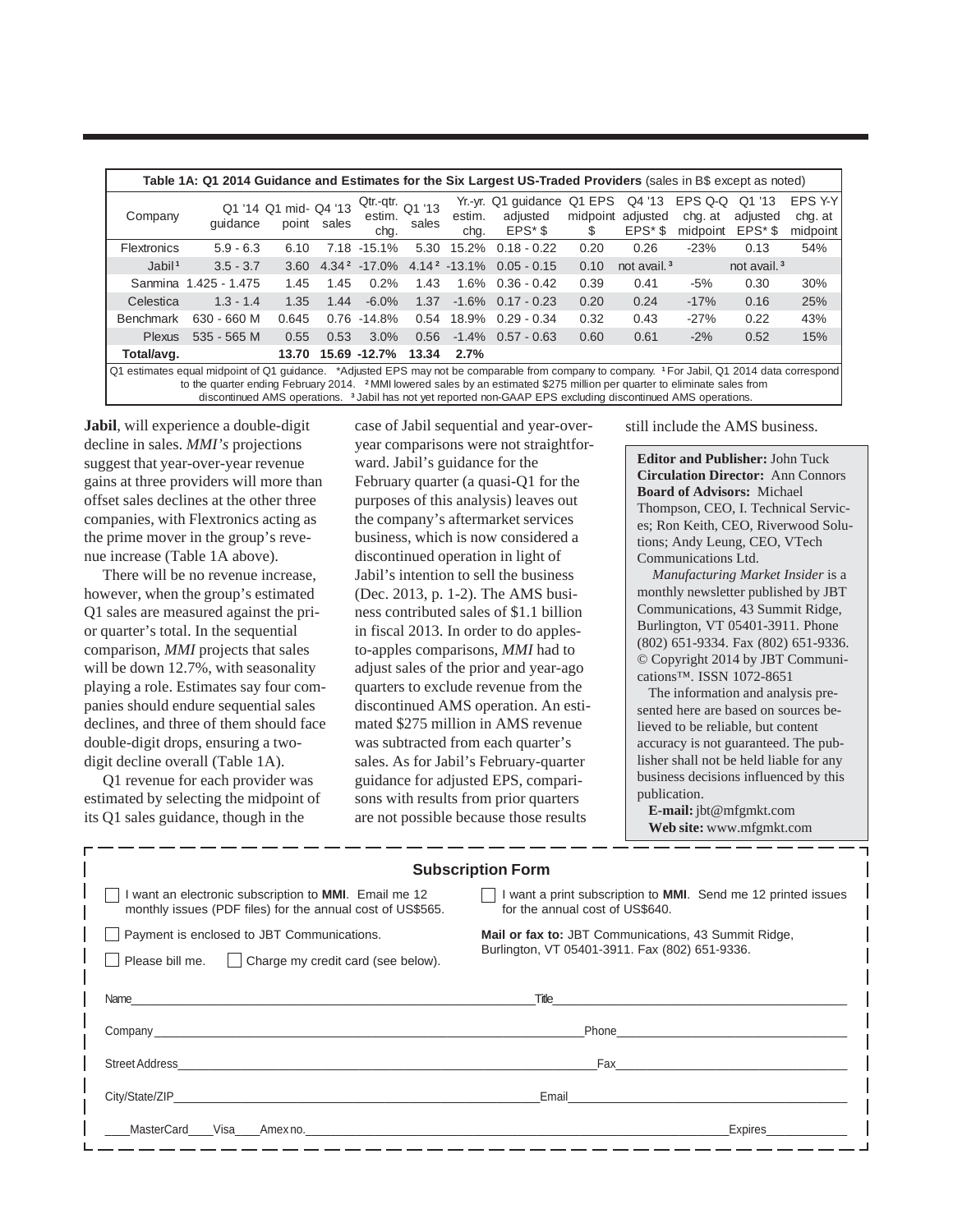**Table 1A: Q1 2014 Guidance and Estimates for the Six Largest US-Traded Providers** (sales in B$ except as noted)

| Company | Q1 '14 guidance | Q1 mid-point | Q4 '13 sales | Qtr.-qtr. estim. chg. | Q1 '13 sales | Yr.-yr. estim. chg. | Q1 guidance adjusted EPS* $ | Q1 EPS midpoint $ | Q4 '13 adjusted EPS* $ | EPS Q-Q chg. at midpoint | Q1 '13 adjusted EPS* $ | EPS Y-Y chg. at midpoint |
|---|---|---|---|---|---|---|---|---|---|---|---|---|
| Flextronics | 5.9 - 6.3 | 6.10 | 7.18 | -15.1% | 5.30 | 15.2% | 0.18 - 0.22 | 0.20 | 0.26 | -23% | 0.13 | 54% |
| Jabil[1] | 3.5 - 3.7 | 3.60 | 4.34[2] | -17.0% | 4.14[2] | -13.1% | 0.05 - 0.15 | 0.10 | not avail.[3] | | not avail.[3] | |
| Sanmina | 1.425 - 1.475 | 1.45 | 1.45 | 0.2% | 1.43 | 1.6% | 0.36 - 0.42 | 0.39 | 0.41 | -5% | 0.30 | 30% |
| Celestica | 1.3 - 1.4 | 1.35 | 1.44 | -6.0% | 1.37 | -1.6% | 0.17 - 0.23 | 0.20 | 0.24 | -17% | 0.16 | 25% |
| Benchmark | 630 - 660 M | 0.645 | 0.76 | -14.8% | 0.54 | 18.9% | 0.29 - 0.34 | 0.32 | 0.43 | -27% | 0.22 | 43% |
| Plexus | 535 - 565 M | 0.55 | 0.53 | 3.0% | 0.56 | -1.4% | 0.57 - 0.63 | 0.60 | 0.61 | -2% | 0.52 | 15% |
| **Total/avg.** | | **13.70** | **15.69** | **-12.7%** | **13.34** | **2.7%** | | | | | | |

Q1 estimates equal midpoint of Q1 guidance. *Adjusted EPS may not be comparable from company to company. [1] For Jabil, Q1 2014 data correspond to the quarter ending February 2014. [2] MMI lowered sales by an estimated $275 million per quarter to eliminate sales from discontinued AMS operations. [3] Jabil has not yet reported non-GAAP EPS excluding discontinued AMS operations.

**Jabil**, will experience a double-digit decline in sales. *MMI's* projections suggest that year-over-year revenue gains at three providers will more than offset sales declines at the other three companies, with Flextronics acting as the prime mover in the group's revenue increase (Table 1A above).

There will be no revenue increase, however, when the group's estimated Q1 sales are measured against the prior quarter's total. In the sequential comparison, *MMI* projects that sales will be down 12.7%, with seasonality playing a role. Estimates say four companies should endure sequential sales declines, and three of them should face double-digit drops, ensuring a two-digit decline overall (Table 1A).

Q1 revenue for each provider was estimated by selecting the midpoint of its Q1 sales guidance, though in the case of Jabil sequential and year-over-year comparisons were not straightforward. Jabil's guidance for the February quarter (a quasi-Q1 for the purposes of this analysis) leaves out the company's aftermarket services business, which is now considered a discontinued operation in light of Jabil's intention to sell the business (Dec. 2013, p. 1-2). The AMS business contributed sales of $1.1 billion in fiscal 2013. In order to do apples-to-apples comparisons, *MMI* had to adjust sales of the prior and year-ago quarters to exclude revenue from the discontinued AMS operation. An estimated $275 million in AMS revenue was subtracted from each quarter's sales. As for Jabil's February-quarter guidance for adjusted EPS, comparisons with results from prior quarters are not possible because those results still include the AMS business.

**Editor and Publisher:** John Tuck
**Circulation Director:** Ann Connors
**Board of Advisors:** Michael Thompson, CEO, I. Technical Services; Ron Keith, CEO, Riverwood Solutions; Andy Leung, CEO, VTech Communications Ltd.

*Manufacturing Market Insider* is a monthly newsletter published by JBT Communications, 43 Summit Ridge, Burlington, VT 05401-3911. Phone (802) 651-9334. Fax (802) 651-9336. © Copyright 2014 by JBT Communications™. ISSN 1072-8651

The information and analysis presented here are based on sources believed to be reliable, but content accuracy is not guaranteed. The publisher shall not be held liable for any business decisions influenced by this publication.

**E-mail:** jbt@mfgmkt.com
**Web site:** www.mfgmkt.com

## Subscription Form

☐ I want an electronic subscription to **MMI**. Email me 12 monthly issues (PDF files) for the annual cost of US$565.

☐ I want a print subscription to **MMI**. Send me 12 printed issues for the annual cost of US$640.

☐ Payment is enclosed to JBT Communications.

☐ Please bill me. ☐ Charge my credit card (see below).

**Mail or fax to:** JBT Communications, 43 Summit Ridge, Burlington, VT 05401-3911. Fax (802) 651-9336.

Name________________________ Title________________________

Company________________________ Phone________________________

Street Address________________________ Fax________________________

City/State/ZIP________________________ Email________________________

____MasterCard____Visa____Amex no.________________________ Expires__________